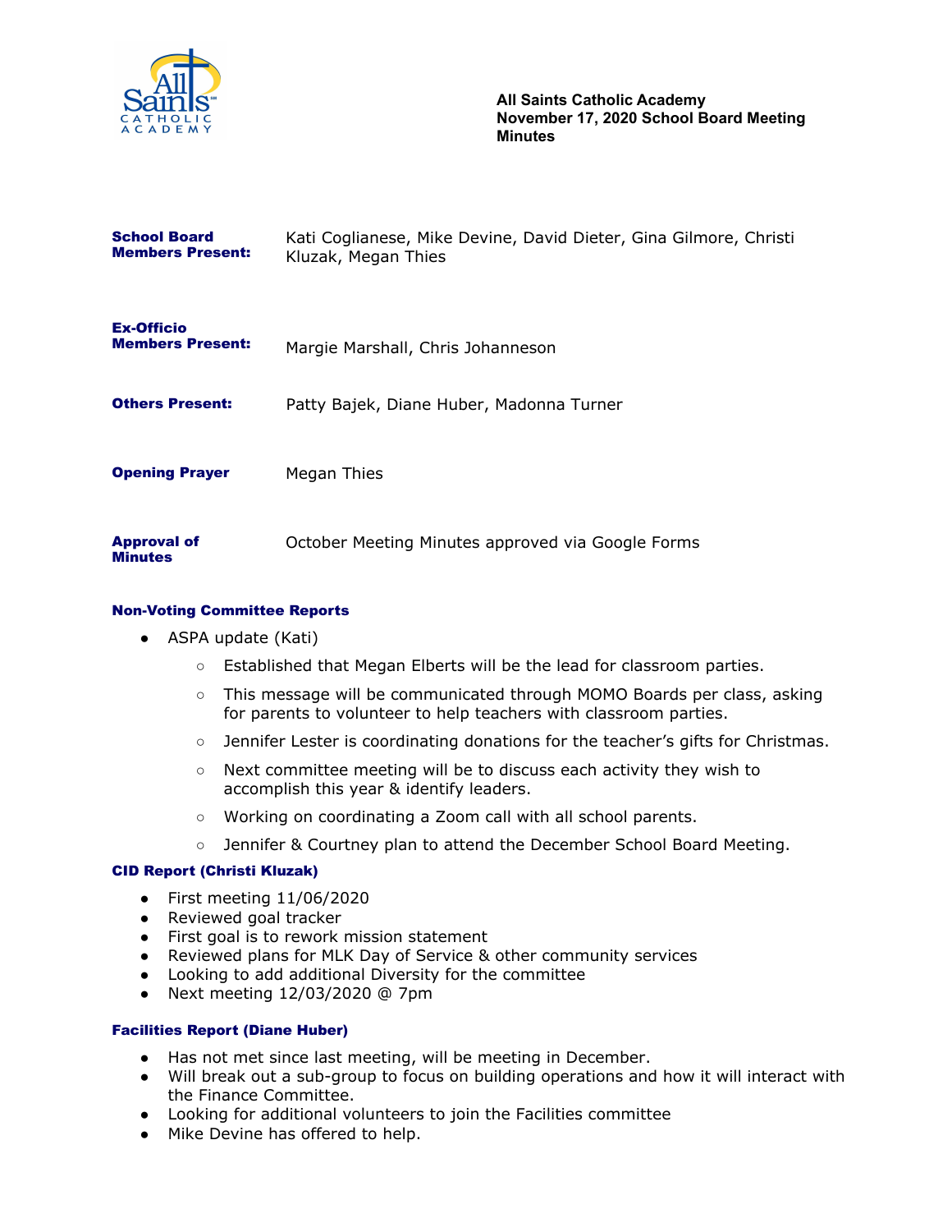**All Saints Catholic Academy**
**November 17, 2020 School Board Meeting Minutes**

**School Board Members Present:** Kati Coglianese, Mike Devine, David Dieter, Gina Gilmore, Christi Kluzak, Megan Thies

**Ex-Officio Members Present:** Margie Marshall, Chris Johanneson

**Others Present:** Patty Bajek, Diane Huber, Madonna Turner

**Opening Prayer** Megan Thies

**Approval of Minutes** October Meeting Minutes approved via Google Forms

### Non-Voting Committee Reports

- ASPA update (Kati)
  - Established that Megan Elberts will be the lead for classroom parties.
  - This message will be communicated through MOMO Boards per class, asking for parents to volunteer to help teachers with classroom parties.
  - Jennifer Lester is coordinating donations for the teacher's gifts for Christmas.
  - Next committee meeting will be to discuss each activity they wish to accomplish this year & identify leaders.
  - Working on coordinating a Zoom call with all school parents.
  - Jennifer & Courtney plan to attend the December School Board Meeting.

### CID Report (Christi Kluzak)

- First meeting 11/06/2020
- Reviewed goal tracker
- First goal is to rework mission statement
- Reviewed plans for MLK Day of Service & other community services
- Looking to add additional Diversity for the committee
- Next meeting 12/03/2020 @ 7pm

### Facilities Report (Diane Huber)

- Has not met since last meeting, will be meeting in December.
- Will break out a sub-group to focus on building operations and how it will interact with the Finance Committee.
- Looking for additional volunteers to join the Facilities committee
- Mike Devine has offered to help.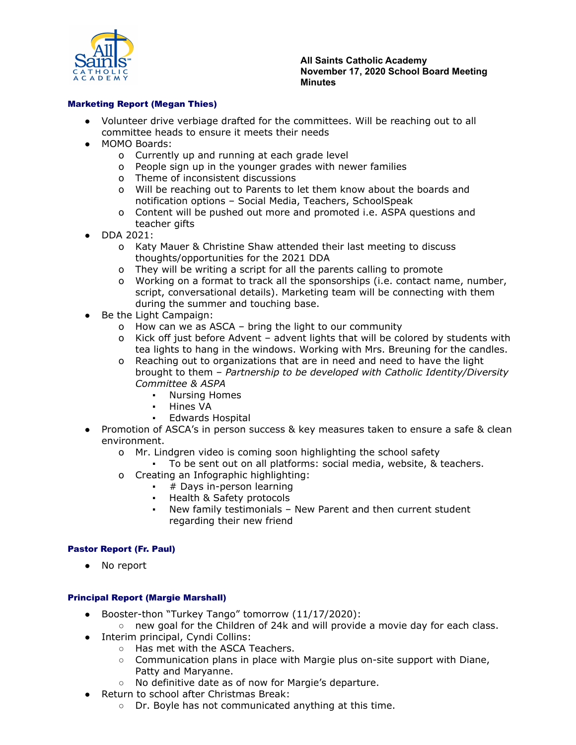**All Saints Catholic Academy**
**November 17, 2020 School Board Meeting Minutes**

### Marketing Report (Megan Thies)

- Volunteer drive verbiage drafted for the committees. Will be reaching out to all committee heads to ensure it meets their needs
- MOMO Boards:
  - Currently up and running at each grade level
  - People sign up in the younger grades with newer families
  - Theme of inconsistent discussions
  - Will be reaching out to Parents to let them know about the boards and notification options – Social Media, Teachers, SchoolSpeak
  - Content will be pushed out more and promoted i.e. ASPA questions and teacher gifts
- DDA 2021:
  - Katy Mauer & Christine Shaw attended their last meeting to discuss thoughts/opportunities for the 2021 DDA
  - They will be writing a script for all the parents calling to promote
  - Working on a format to track all the sponsorships (i.e. contact name, number, script, conversational details). Marketing team will be connecting with them during the summer and touching base.
- Be the Light Campaign:
  - How can we as ASCA – bring the light to our community
  - Kick off just before Advent – advent lights that will be colored by students with tea lights to hang in the windows. Working with Mrs. Breuning for the candles.
  - Reaching out to organizations that are in need and need to have the light brought to them – *Partnership to be developed with Catholic Identity/Diversity Committee & ASPA*
    - Nursing Homes
    - Hines VA
    - Edwards Hospital
- Promotion of ASCA's in person success & key measures taken to ensure a safe & clean environment.
  - Mr. Lindgren video is coming soon highlighting the school safety
    - To be sent out on all platforms: social media, website, & teachers.
  - Creating an Infographic highlighting:
    - # Days in-person learning
    - Health & Safety protocols
    - New family testimonials – New Parent and then current student regarding their new friend

### Pastor Report (Fr. Paul)

- No report

### Principal Report (Margie Marshall)

- Booster-thon "Turkey Tango" tomorrow (11/17/2020):
  - new goal for the Children of 24k and will provide a movie day for each class.
- Interim principal, Cyndi Collins:
  - Has met with the ASCA Teachers.
  - Communication plans in place with Margie plus on-site support with Diane, Patty and Maryanne.
  - No definitive date as of now for Margie's departure.
- Return to school after Christmas Break:
  - Dr. Boyle has not communicated anything at this time.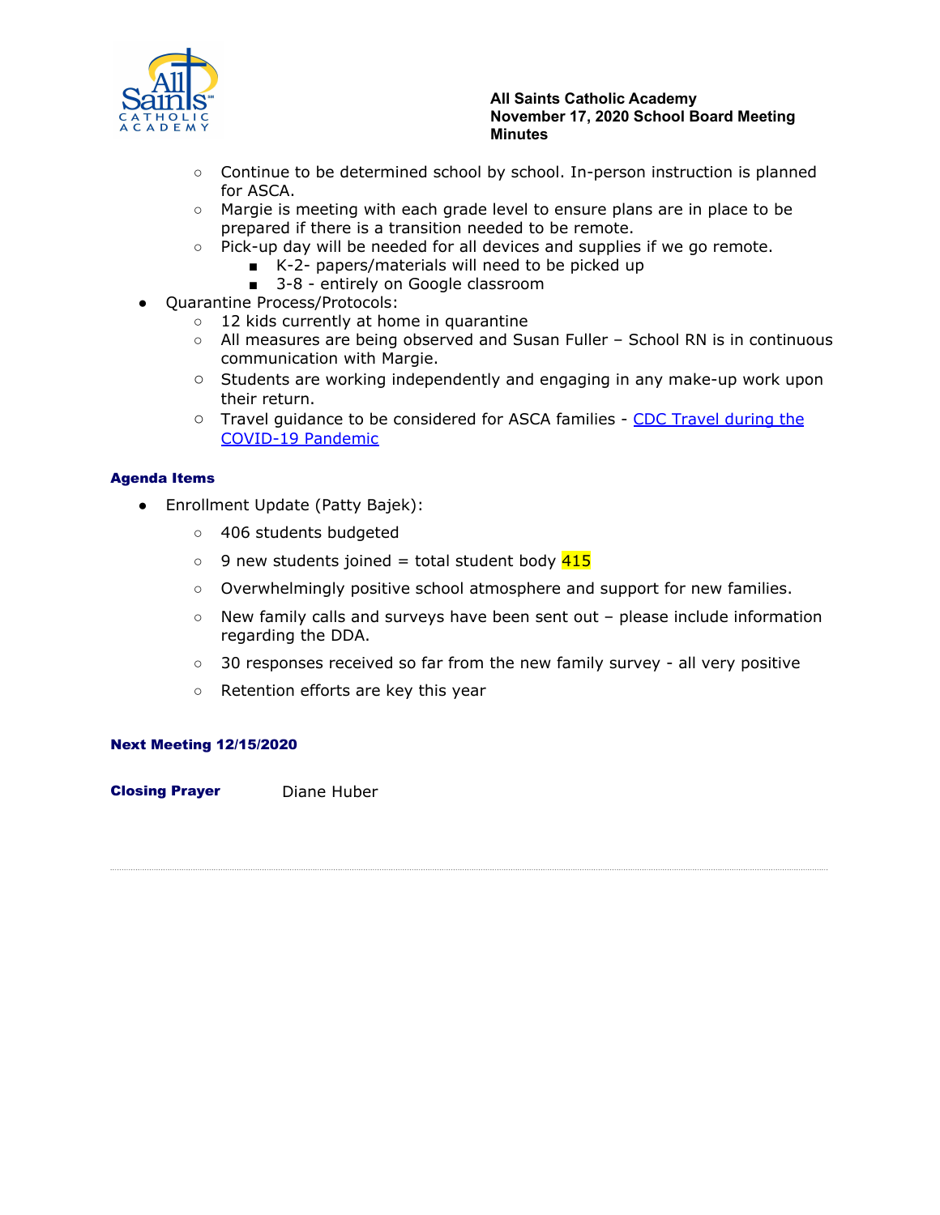- Continue to be determined school by school. In-person instruction is planned for ASCA.
  - Margie is meeting with each grade level to ensure plans are in place to be prepared if there is a transition needed to be remote.
  - Pick-up day will be needed for all devices and supplies if we go remote.
    - K-2- papers/materials will need to be picked up
    - 3-8 - entirely on Google classroom
- Quarantine Process/Protocols:
  - 12 kids currently at home in quarantine
  - All measures are being observed and Susan Fuller – School RN is in continuous communication with Margie.
  - Students are working independently and engaging in any make-up work upon their return.
  - Travel guidance to be considered for ASCA families - [CDC Travel during the COVID-19 Pandemic]

### Agenda Items

- Enrollment Update (Patty Bajek):
  - 406 students budgeted
  - 9 new students joined = total student body 415
  - Overwhelmingly positive school atmosphere and support for new families.
  - New family calls and surveys have been sent out – please include information regarding the DDA.
  - 30 responses received so far from the new family survey - all very positive
  - Retention efforts are key this year

### Next Meeting 12/15/2020

**Closing Prayer** Diane Huber